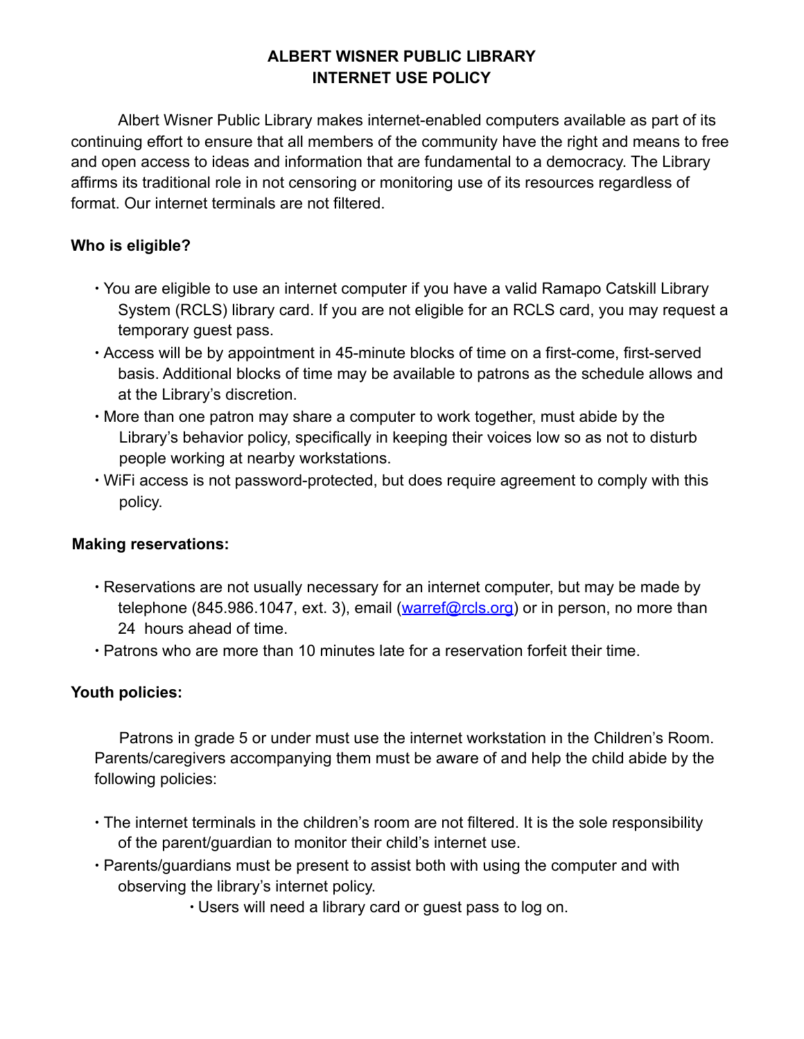# ALBERT WISNER PUBLIC LIBRARY
# INTERNET USE POLICY

Albert Wisner Public Library makes internet-enabled computers available as part of its continuing effort to ensure that all members of the community have the right and means to free and open access to ideas and information that are fundamental to a democracy. The Library affirms its traditional role in not censoring or monitoring use of its resources regardless of format. Our internet terminals are not filtered.

**Who is eligible?**

- You are eligible to use an internet computer if you have a valid Ramapo Catskill Library System (RCLS) library card. If you are not eligible for an RCLS card, you may request a temporary guest pass.
- Access will be by appointment in 45-minute blocks of time on a first-come, first-served basis. Additional blocks of time may be available to patrons as the schedule allows and at the Library's discretion.
- More than one patron may share a computer to work together, must abide by the Library's behavior policy, specifically in keeping their voices low so as not to disturb people working at nearby workstations.
- WiFi access is not password-protected, but does require agreement to comply with this policy.

**Making reservations:**

- Reservations are not usually necessary for an internet computer, but may be made by telephone (845.986.1047, ext. 3), email (warref@rcls.org) or in person, no more than 24 hours ahead of time.
- Patrons who are more than 10 minutes late for a reservation forfeit their time.

**Youth policies:**

Patrons in grade 5 or under must use the internet workstation in the Children's Room. Parents/caregivers accompanying them must be aware of and help the child abide by the following policies:

- The internet terminals in the children's room are not filtered. It is the sole responsibility of the parent/guardian to monitor their child's internet use.
- Parents/guardians must be present to assist both with using the computer and with observing the library's internet policy.
- Users will need a library card or guest pass to log on.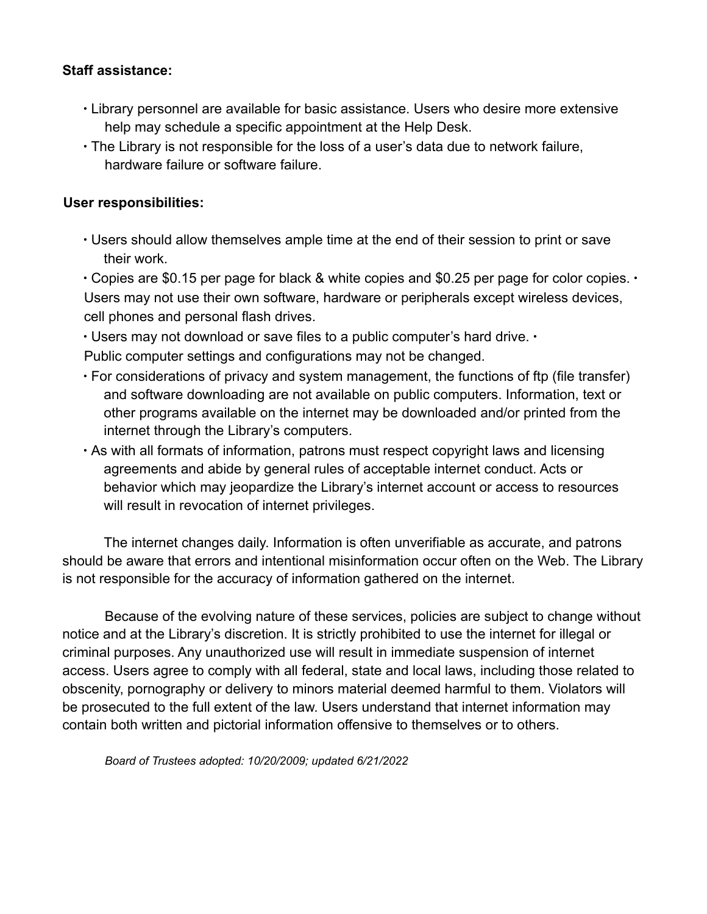**Staff assistance:**

- Library personnel are available for basic assistance. Users who desire more extensive help may schedule a specific appointment at the Help Desk.
- The Library is not responsible for the loss of a user's data due to network failure, hardware failure or software failure.

**User responsibilities:**

- Users should allow themselves ample time at the end of their session to print or save their work.
- Copies are $0.15 per page for black & white copies and $0.25 per page for color copies.
- Users may not use their own software, hardware or peripherals except wireless devices, cell phones and personal flash drives.
- Users may not download or save files to a public computer's hard drive.
- Public computer settings and configurations may not be changed.
- For considerations of privacy and system management, the functions of ftp (file transfer) and software downloading are not available on public computers. Information, text or other programs available on the internet may be downloaded and/or printed from the internet through the Library's computers.
- As with all formats of information, patrons must respect copyright laws and licensing agreements and abide by general rules of acceptable internet conduct. Acts or behavior which may jeopardize the Library's internet account or access to resources will result in revocation of internet privileges.

The internet changes daily. Information is often unverifiable as accurate, and patrons should be aware that errors and intentional misinformation occur often on the Web. The Library is not responsible for the accuracy of information gathered on the internet.

Because of the evolving nature of these services, policies are subject to change without notice and at the Library's discretion. It is strictly prohibited to use the internet for illegal or criminal purposes. Any unauthorized use will result in immediate suspension of internet access. Users agree to comply with all federal, state and local laws, including those related to obscenity, pornography or delivery to minors material deemed harmful to them. Violators will be prosecuted to the full extent of the law. Users understand that internet information may contain both written and pictorial information offensive to themselves or to others.

*Board of Trustees adopted: 10/20/2009; updated 6/21/2022*